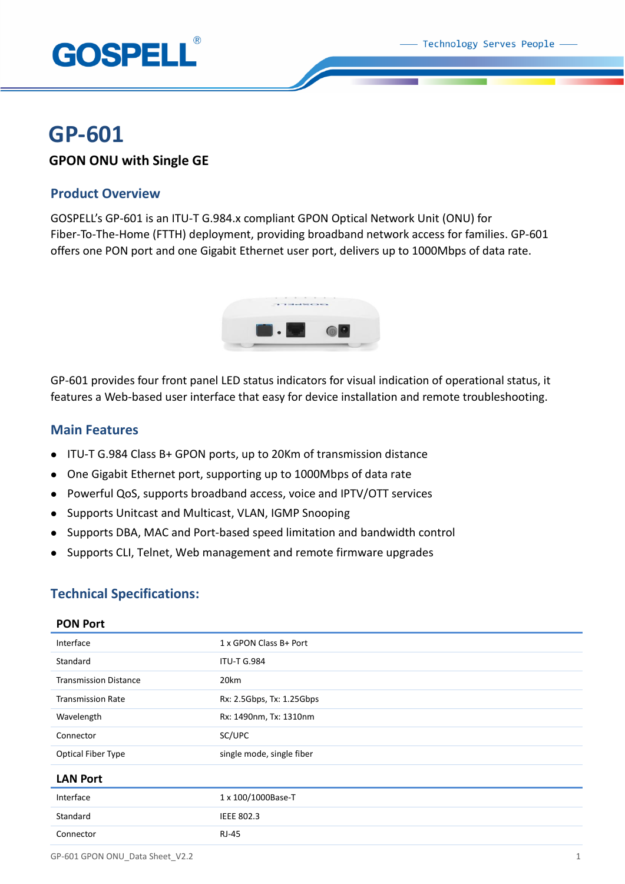# GP-601

**GPON ONU with Single GE**

## Product Overview

GOSPELL's GP-601 is an ITU-T G.984.x compliant GPON Optical Network Unit (ONU) for Fiber-To-The-Home (FTTH) deployment, providing broadband network access for families. GP-601 offers one PON port and one Gigabit Ethernet user port, delivers up to 1000Mbps of data rate.

GP-601 provides four front panel LED status indicators for visual indication of operational status, it features a Web-based user interface that easy for device installation and remote troubleshooting.

## Main Features

- ITU-T G.984 Class B+ GPON ports, up to 20Km of transmission distance
- One Gigabit Ethernet port, supporting up to 1000Mbps of data rate
- Powerful QoS, supports broadband access, voice and IPTV/OTT services
- Supports Unitcast and Multicast, VLAN, IGMP Snooping
- Supports DBA, MAC and Port-based speed limitation and bandwidth control
- Supports CLI, Telnet, Web management and remote firmware upgrades

## Technical Specifications:

### PON Port

| | |
|---|---|
| Interface | 1 x GPON Class B+ Port |
| Standard | ITU-T G.984 |
| Transmission Distance | 20km |
| Transmission Rate | Rx: 2.5Gbps, Tx: 1.25Gbps |
| Wavelength | Rx: 1490nm, Tx: 1310nm |
| Connector | SC/UPC |
| Optical Fiber Type | single mode, single fiber |

### LAN Port

| | |
|---|---|
| Interface | 1 x 100/1000Base-T |
| Standard | IEEE 802.3 |
| Connector | RJ-45 |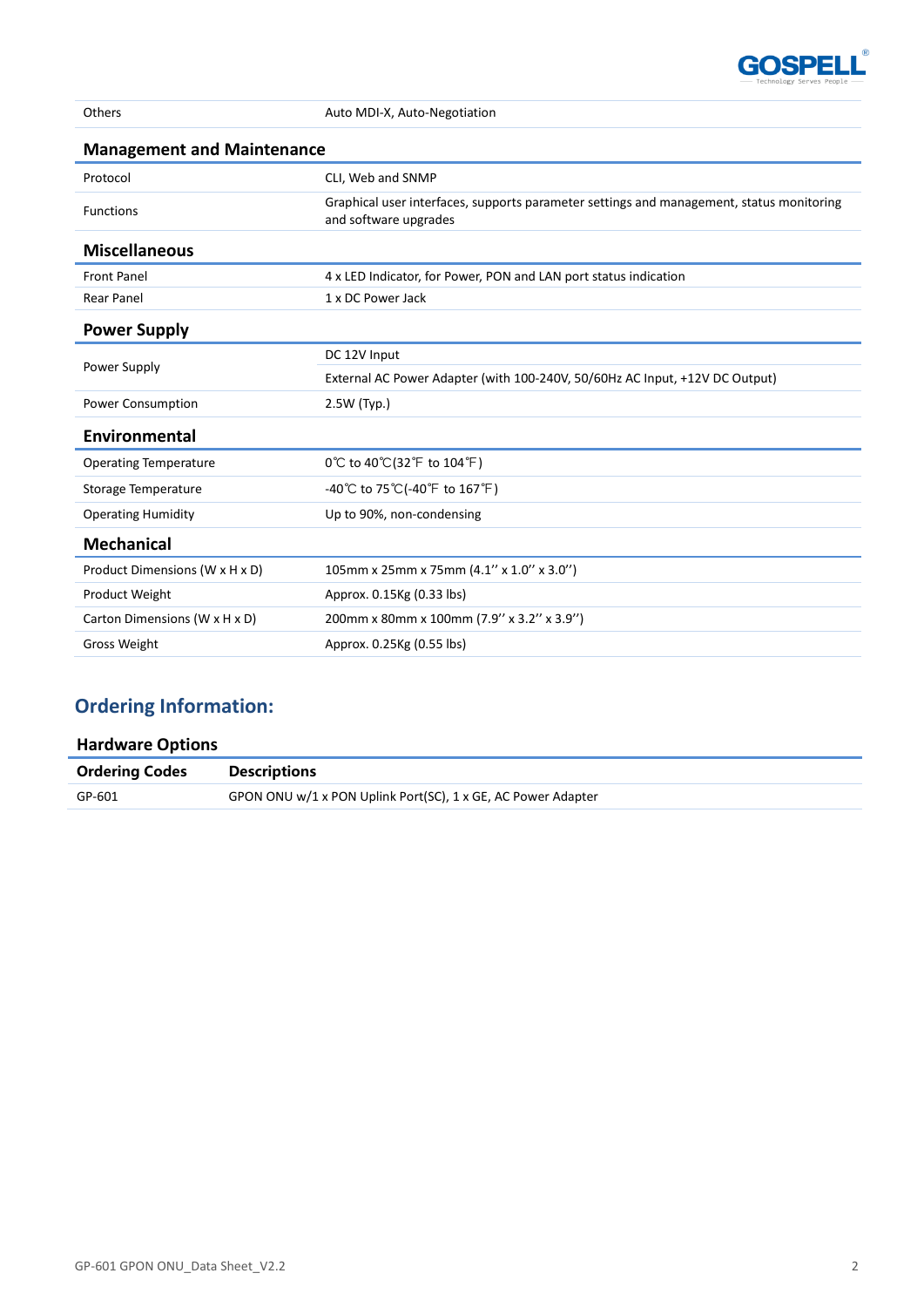| | |
|---|---|
| Others | Auto MDI-X, Auto-Negotiation |

### Management and Maintenance

| | |
|---|---|
| Protocol | CLI, Web and SNMP |
| Functions | Graphical user interfaces, supports parameter settings and management, status monitoring and software upgrades |

### Miscellaneous

| | |
|---|---|
| Front Panel | 4 x LED Indicator, for Power, PON and LAN port status indication |
| Rear Panel | 1 x DC Power Jack |

### Power Supply

| | |
|---|---|
| Power Supply | DC 12V Input |
| | External AC Power Adapter (with 100-240V, 50/60Hz AC Input, +12V DC Output) |
| Power Consumption | 2.5W (Typ.) |

### Environmental

| | |
|---|---|
| Operating Temperature | 0℃ to 40℃(32℉ to 104℉) |
| Storage Temperature | -40℃ to 75℃(-40℉ to 167℉) |
| Operating Humidity | Up to 90%, non-condensing |

### Mechanical

| | |
|---|---|
| Product Dimensions (W x H x D) | 105mm x 25mm x 75mm (4.1'' x 1.0'' x 3.0'') |
| Product Weight | Approx. 0.15Kg (0.33 lbs) |
| Carton Dimensions (W x H x D) | 200mm x 80mm x 100mm (7.9'' x 3.2'' x 3.9'') |
| Gross Weight | Approx. 0.25Kg (0.55 lbs) |

## Ordering Information:

### Hardware Options

| Ordering Codes | Descriptions |
|---|---|
| GP-601 | GPON ONU w/1 x PON Uplink Port(SC), 1 x GE, AC Power Adapter |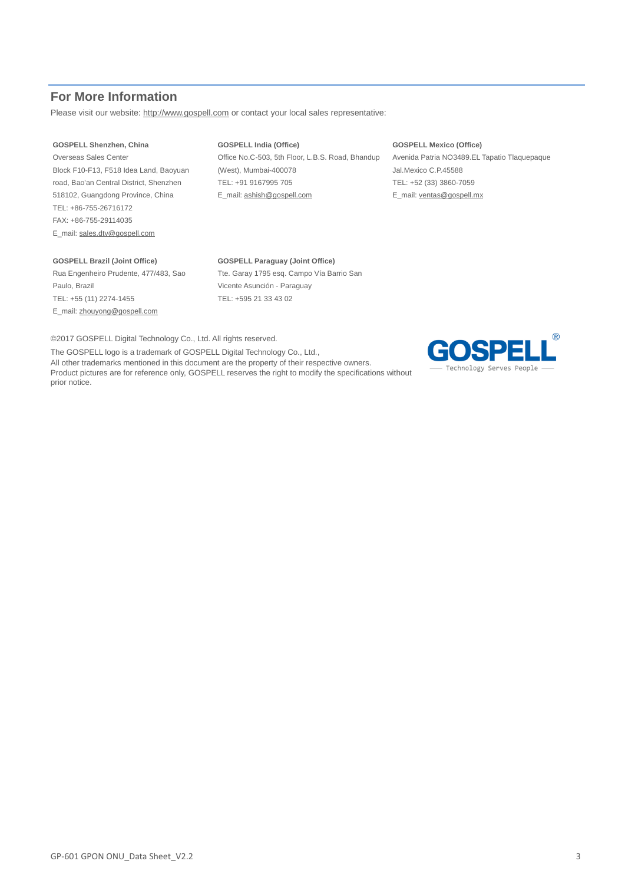## For More Information

Please visit our website: http://www.gospell.com or contact your local sales representative:

**GOSPELL Shenzhen, China**
Overseas Sales Center
Block F10-F13, F518 Idea Land, Baoyuan road, Bao'an Central District, Shenzhen 518102, Guangdong Province, China
TEL: +86-755-26716172
FAX: +86-755-29114035
E_mail: sales.dtv@gospell.com

**GOSPELL India (Office)**
Office No.C-503, 5th Floor, L.B.S. Road, Bhandup (West), Mumbai-400078
TEL: +91 9167995 705
E_mail: ashish@gospell.com

**GOSPELL Mexico (Office)**
Avenida Patria NO3489.EL Tapatio Tlaquepaque Jal.Mexico C.P.45588
TEL: +52 (33) 3860-7059
E_mail: ventas@gospell.mx

**GOSPELL Brazil (Joint Office)**
Rua Engenheiro Prudente, 477/483, Sao Paulo, Brazil
TEL: +55 (11) 2274-1455
E_mail: zhouyong@gospell.com

**GOSPELL Paraguay (Joint Office)**
Tte. Garay 1795 esq. Campo Vía Barrio San Vicente Asunción - Paraguay
TEL: +595 21 33 43 02

©2017 GOSPELL Digital Technology Co., Ltd. All rights reserved.

The GOSPELL logo is a trademark of GOSPELL Digital Technology Co., Ltd.,
All other trademarks mentioned in this document are the property of their respective owners.
Product pictures are for reference only, GOSPELL reserves the right to modify the specifications without prior notice.

GOSPELL®
Technology Serves People